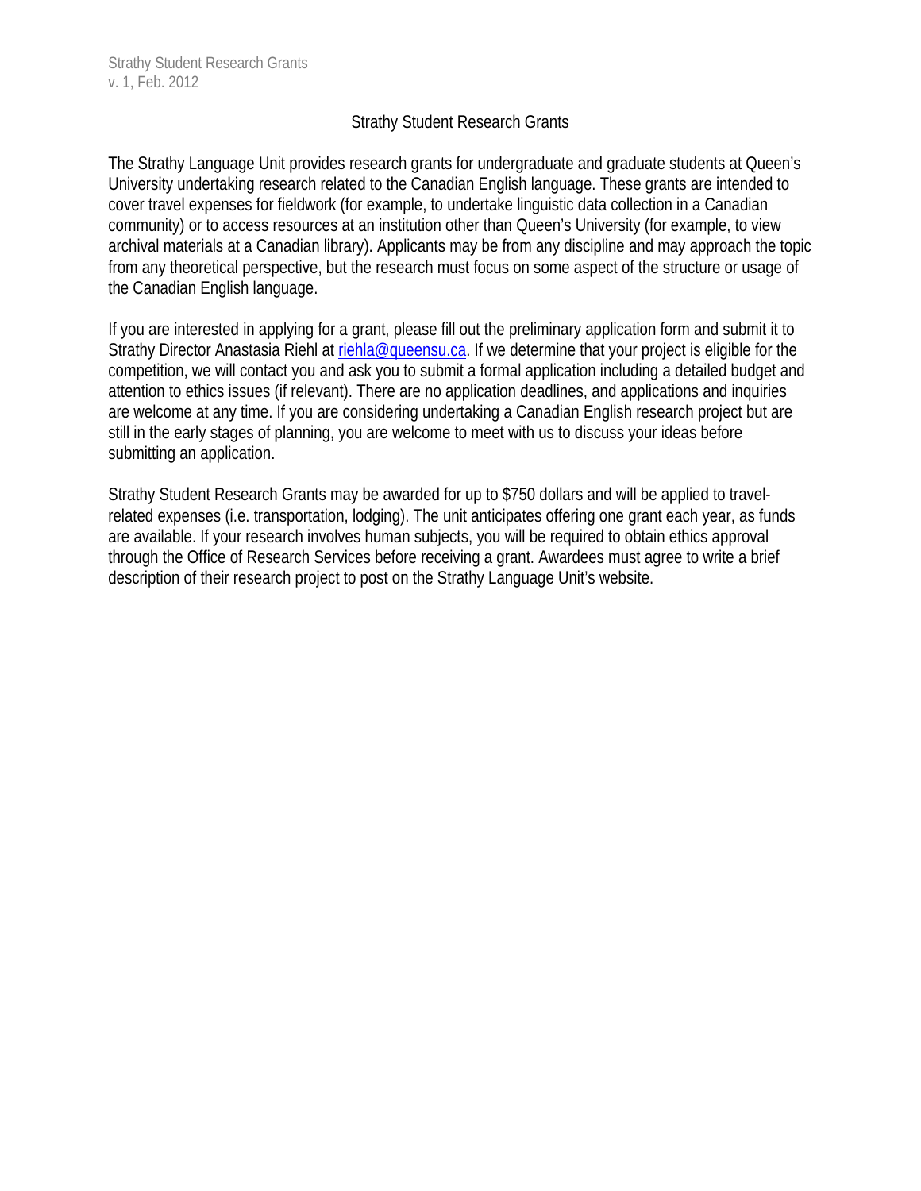# Strathy Student Research Grants

The Strathy Language Unit provides research grants for undergraduate and graduate students at Queen's University undertaking research related to the Canadian English language. These grants are intended to cover travel expenses for fieldwork (for example, to undertake linguistic data collection in a Canadian community) or to access resources at an institution other than Queen's University (for example, to view archival materials at a Canadian library). Applicants may be from any discipline and may approach the topic from any theoretical perspective, but the research must focus on some aspect of the structure or usage of the Canadian English language.

If you are interested in applying for a grant, please fill out the preliminary application form and submit it to Strathy Director Anastasia Riehl at riehla@queensu.ca. If we determine that your project is eligible for the competition, we will contact you and ask you to submit a formal application including a detailed budget and attention to ethics issues (if relevant). There are no application deadlines, and applications and inquiries are welcome at any time. If you are considering undertaking a Canadian English research project but are still in the early stages of planning, you are welcome to meet with us to discuss your ideas before submitting an application.

Strathy Student Research Grants may be awarded for up to $750 dollars and will be applied to travel-related expenses (i.e. transportation, lodging). The unit anticipates offering one grant each year, as funds are available. If your research involves human subjects, you will be required to obtain ethics approval through the Office of Research Services before receiving a grant. Awardees must agree to write a brief description of their research project to post on the Strathy Language Unit's website.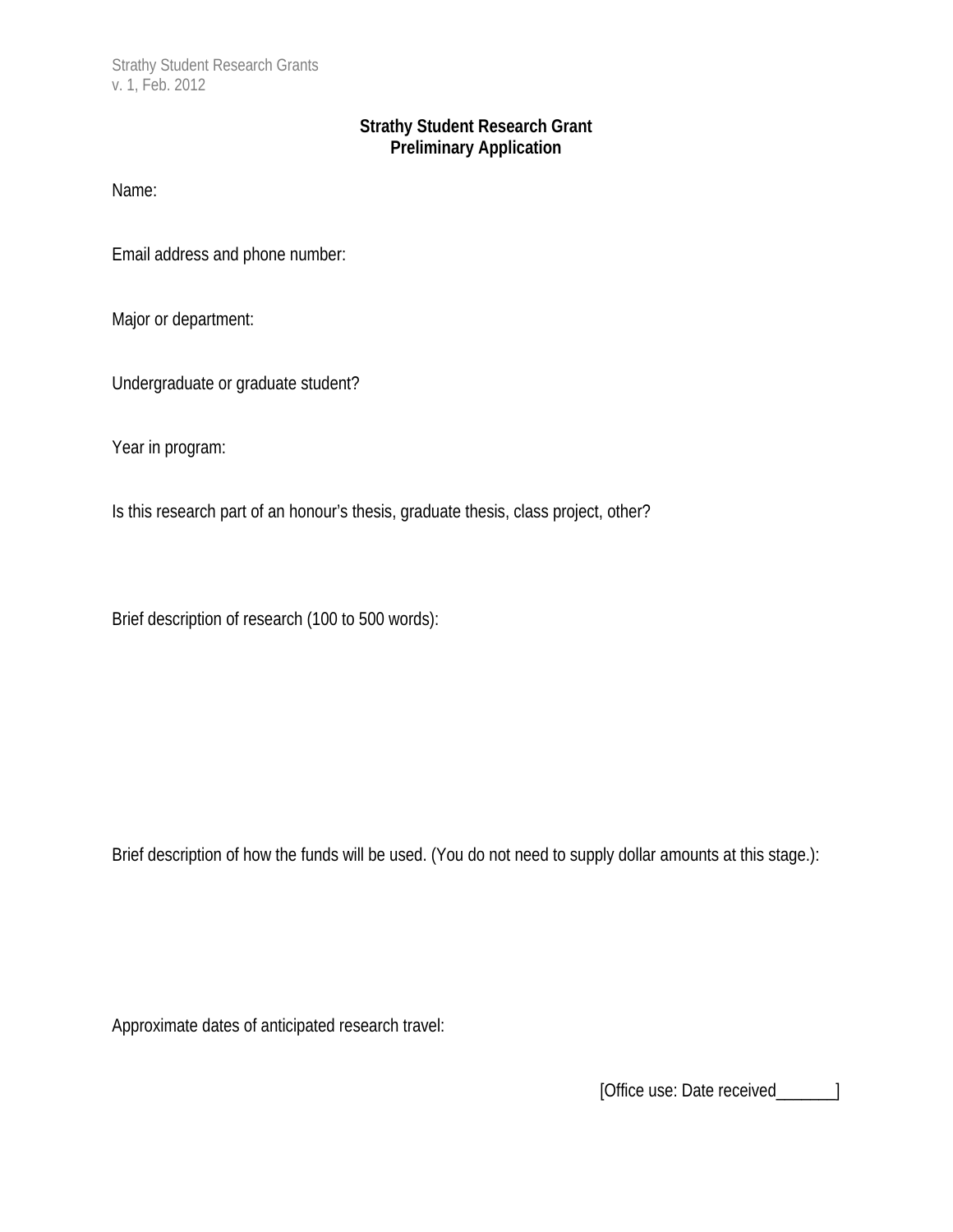Strathy Student Research Grants
v. 1, Feb. 2012

**Strathy Student Research Grant**
**Preliminary Application**

Name:

Email address and phone number:

Major or department:

Undergraduate or graduate student?

Year in program:

Is this research part of an honour's thesis, graduate thesis, class project, other?

Brief description of research (100 to 500 words):

Brief description of how the funds will be used. (You do not need to supply dollar amounts at this stage.):

Approximate dates of anticipated research travel:

[Office use: Date received_______]